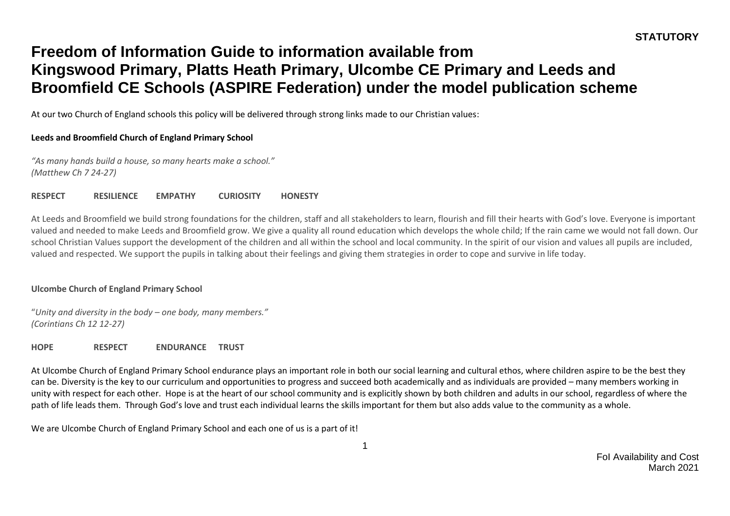**STATUTORY**

# Freedom of Information Guide to information available from Kingswood Primary, Platts Heath Primary, Ulcombe CE Primary and Leeds and Broomfield CE Schools (ASPIRE Federation) under the model publication scheme

At our two Church of England schools this policy will be delivered through strong links made to our Christian values:

**Leeds and Broomfield Church of England Primary School**

*"As many hands build a house, so many hearts make a school."*
*(Matthew Ch 7 24-27)*

**RESPECT RESILIENCE EMPATHY CURIOSITY HONESTY**

At Leeds and Broomfield we build strong foundations for the children, staff and all stakeholders to learn, flourish and fill their hearts with God's love. Everyone is important valued and needed to make Leeds and Broomfield grow. We give a quality all round education which develops the whole child; If the rain came we would not fall down. Our school Christian Values support the development of the children and all within the school and local community. In the spirit of our vision and values all pupils are included, valued and respected. We support the pupils in talking about their feelings and giving them strategies in order to cope and survive in life today.

**Ulcombe Church of England Primary School**

"*Unity and diversity in the body – one body, many members."*
*(Corintians Ch 12 12-27)*

**HOPE RESPECT ENDURANCE TRUST**

At Ulcombe Church of England Primary School endurance plays an important role in both our social learning and cultural ethos, where children aspire to be the best they can be. Diversity is the key to our curriculum and opportunities to progress and succeed both academically and as individuals are provided – many members working in unity with respect for each other. Hope is at the heart of our school community and is explicitly shown by both children and adults in our school, regardless of where the path of life leads them. Through God's love and trust each individual learns the skills important for them but also adds value to the community as a whole.

We are Ulcombe Church of England Primary School and each one of us is a part of it!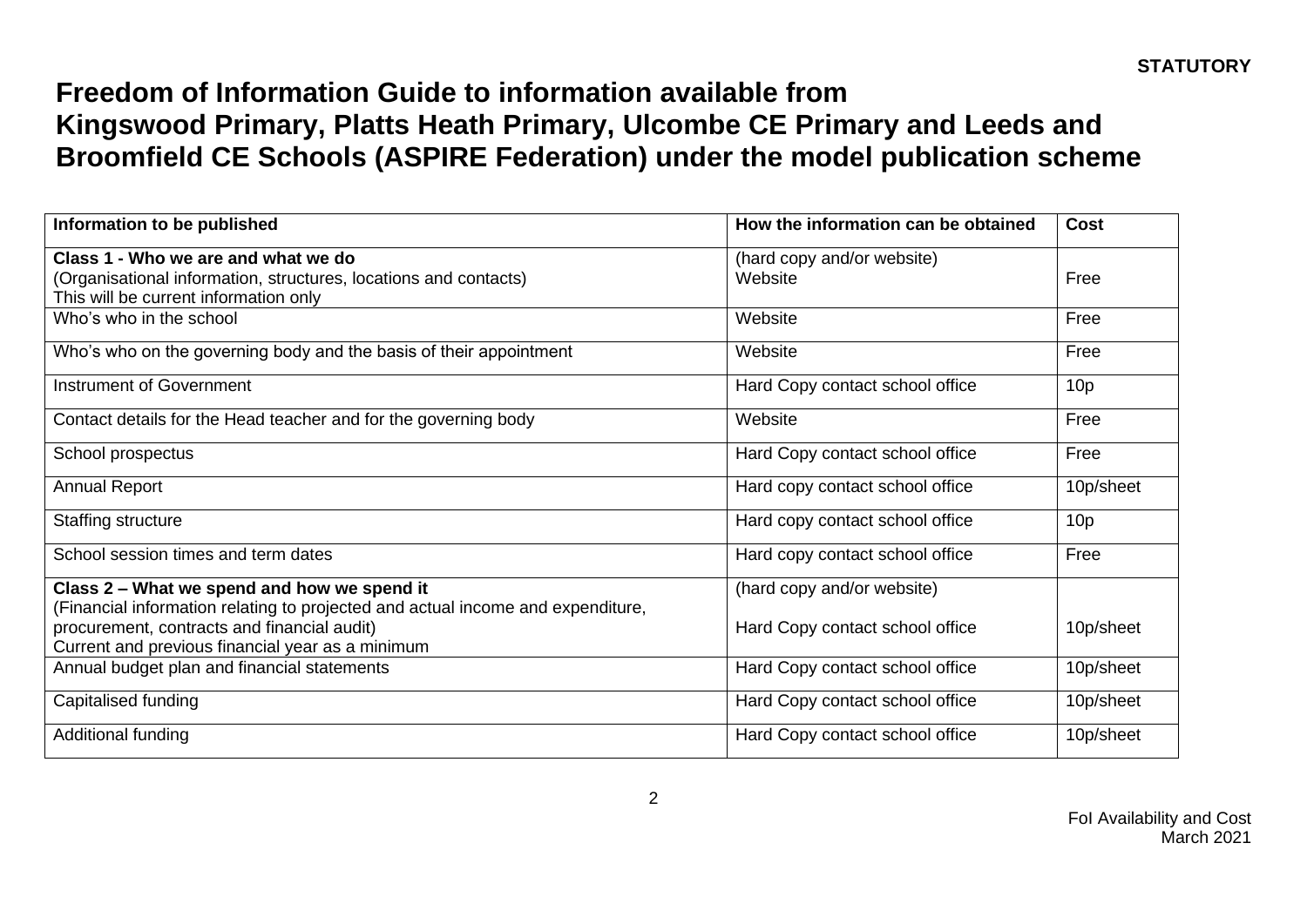**STATUTORY**

# Freedom of Information Guide to information available from Kingswood Primary, Platts Heath Primary, Ulcombe CE Primary and Leeds and Broomfield CE Schools (ASPIRE Federation) under the model publication scheme

| Information to be published | How the information can be obtained | Cost |
|---|---|---|
| **Class 1 - Who we are and what we do**<br>(Organisational information, structures, locations and contacts)<br>This will be current information only | (hard copy and/or website)<br>Website | Free |
| Who's who in the school | Website | Free |
| Who's who on the governing body and the basis of their appointment | Website | Free |
| Instrument of Government | Hard Copy contact school office | 10p |
| Contact details for the Head teacher and for the governing body | Website | Free |
| School prospectus | Hard Copy contact school office | Free |
| Annual Report | Hard copy contact school office | 10p/sheet |
| Staffing structure | Hard copy contact school office | 10p |
| School session times and term dates | Hard copy contact school office | Free |
| **Class 2 – What we spend and how we spend it**<br>(Financial information relating to projected and actual income and expenditure, procurement, contracts and financial audit)<br>Current and previous financial year as a minimum | (hard copy and/or website)<br>Hard Copy contact school office | 10p/sheet |
| Annual budget plan and financial statements | Hard Copy contact school office | 10p/sheet |
| Capitalised funding | Hard Copy contact school office | 10p/sheet |
| Additional funding | Hard Copy contact school office | 10p/sheet |

FoI Availability and Cost
March 2021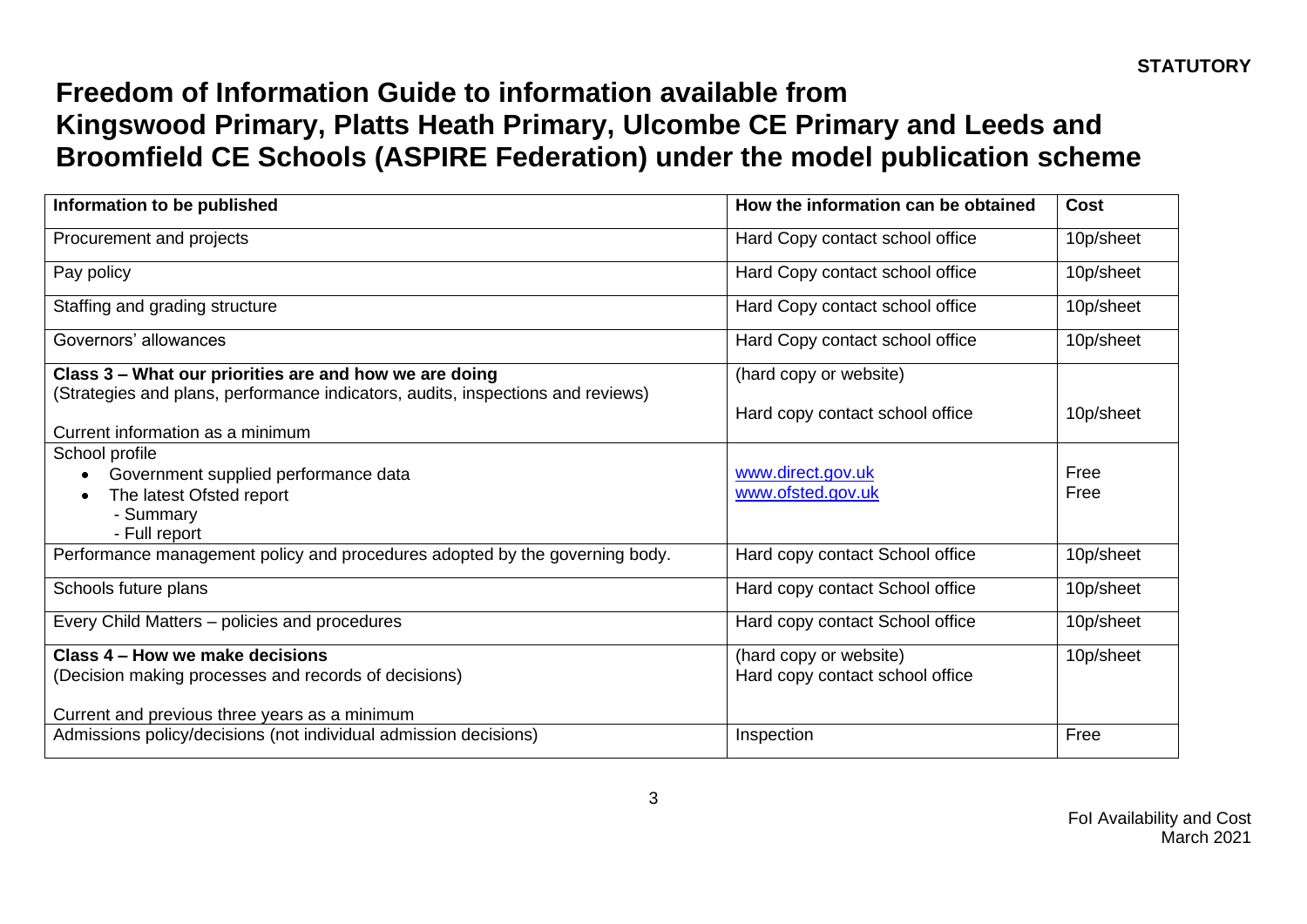**STATUTORY**

# Freedom of Information Guide to information available from Kingswood Primary, Platts Heath Primary, Ulcombe CE Primary and Leeds and Broomfield CE Schools (ASPIRE Federation) under the model publication scheme

| Information to be published | How the information can be obtained | Cost |
|---|---|---|
| Procurement and projects | Hard Copy contact school office | 10p/sheet |
| Pay policy | Hard Copy contact school office | 10p/sheet |
| Staffing and grading structure | Hard Copy contact school office | 10p/sheet |
| Governors' allowances | Hard Copy contact school office | 10p/sheet |
| **Class 3 – What our priorities are and how we are doing**<br>(Strategies and plans, performance indicators, audits, inspections and reviews)<br><br>Current information as a minimum | (hard copy or website)<br><br>Hard copy contact school office | <br><br>10p/sheet |
| School profile<br>• Government supplied performance data<br>• The latest Ofsted report<br>- Summary<br>- Full report | <br>www.direct.gov.uk<br>www.ofsted.gov.uk | <br>Free<br>Free |
| Performance management policy and procedures adopted by the governing body. | Hard copy contact School office | 10p/sheet |
| Schools future plans | Hard copy contact School office | 10p/sheet |
| Every Child Matters – policies and procedures | Hard copy contact School office | 10p/sheet |
| **Class 4 – How we make decisions**<br>(Decision making processes and records of decisions)<br><br>Current and previous three years as a minimum | (hard copy or website)<br>Hard copy contact school office | 10p/sheet |
| Admissions policy/decisions (not individual admission decisions) | Inspection | Free |

FoI Availability and Cost
March 2021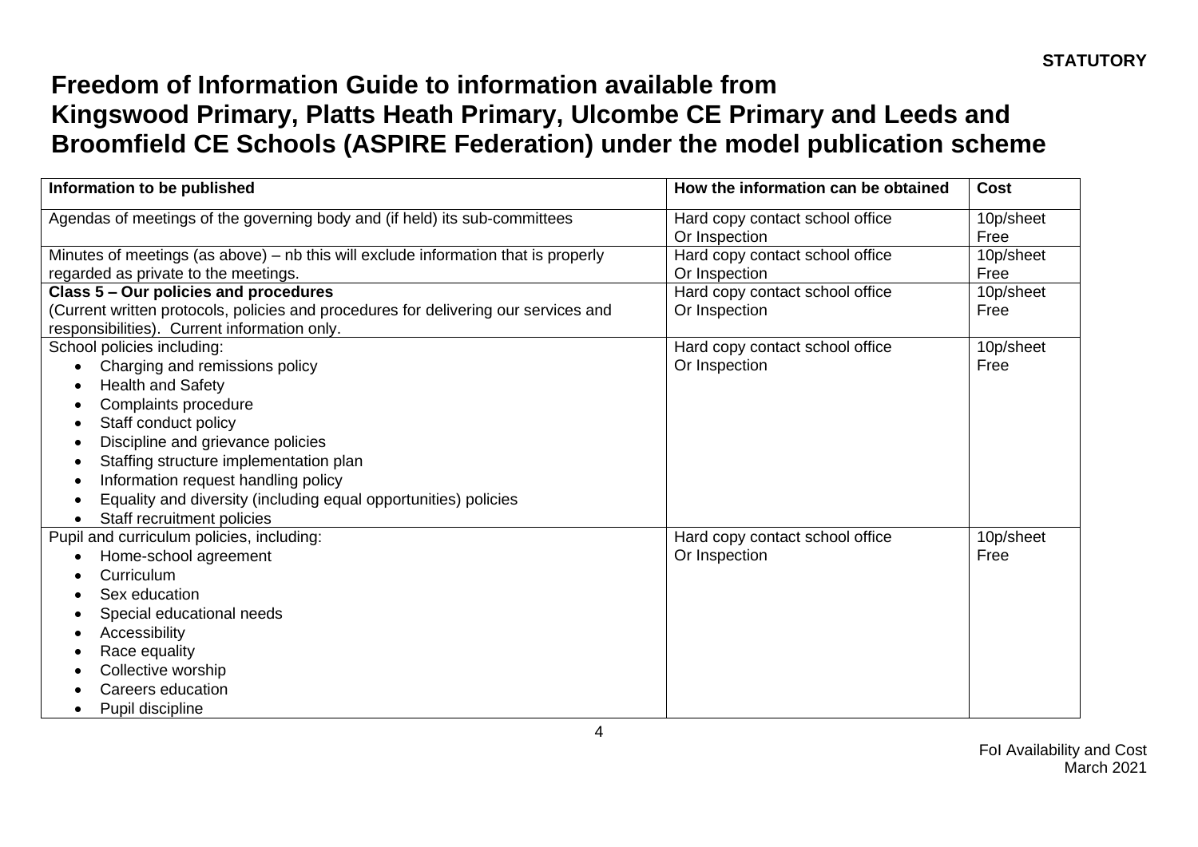**STATUTORY**

# Freedom of Information Guide to information available from Kingswood Primary, Platts Heath Primary, Ulcombe CE Primary and Leeds and Broomfield CE Schools (ASPIRE Federation) under the model publication scheme

| Information to be published | How the information can be obtained | Cost |
|---|---|---|
| Agendas of meetings of the governing body and (if held) its sub-committees | Hard copy contact school office<br>Or Inspection | 10p/sheet<br>Free |
| Minutes of meetings (as above) – nb this will exclude information that is properly regarded as private to the meetings. | Hard copy contact school office<br>Or Inspection | 10p/sheet<br>Free |
| **Class 5 – Our policies and procedures**<br>(Current written protocols, policies and procedures for delivering our services and responsibilities). Current information only. | Hard copy contact school office<br>Or Inspection | 10p/sheet<br>Free |
| School policies including:<br>• Charging and remissions policy<br>• Health and Safety<br>• Complaints procedure<br>• Staff conduct policy<br>• Discipline and grievance policies<br>• Staffing structure implementation plan<br>• Information request handling policy<br>• Equality and diversity (including equal opportunities) policies<br>• Staff recruitment policies | Hard copy contact school office<br>Or Inspection | 10p/sheet<br>Free |
| Pupil and curriculum policies, including:<br>• Home-school agreement<br>• Curriculum<br>• Sex education<br>• Special educational needs<br>• Accessibility<br>• Race equality<br>• Collective worship<br>• Careers education<br>• Pupil discipline | Hard copy contact school office<br>Or Inspection | 10p/sheet<br>Free |

FoI Availability and Cost
March 2021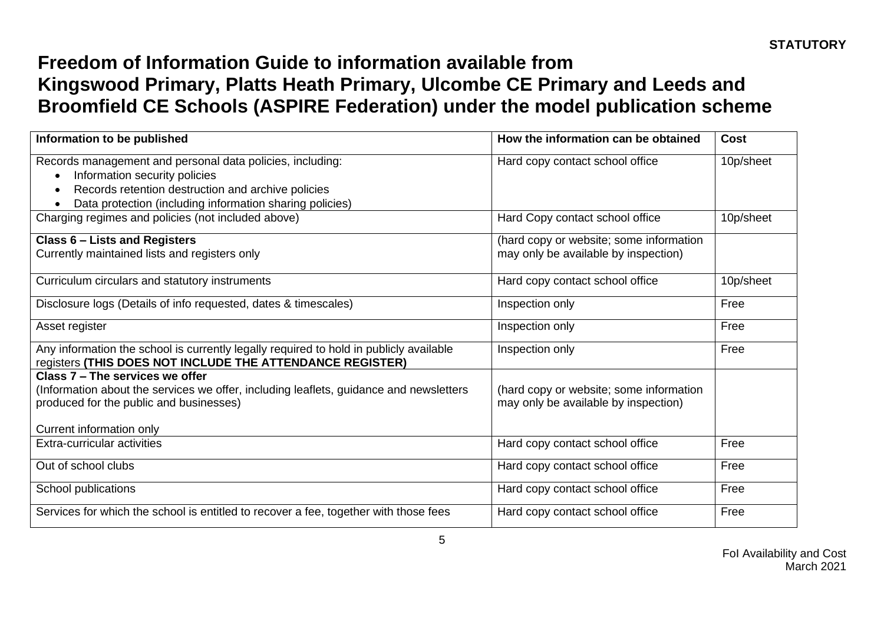**STATUTORY**

# Freedom of Information Guide to information available from Kingswood Primary, Platts Heath Primary, Ulcombe CE Primary and Leeds and Broomfield CE Schools (ASPIRE Federation) under the model publication scheme

| Information to be published | How the information can be obtained | Cost |
|---|---|---|
| Records management and personal data policies, including:<br>• Information security policies<br>• Records retention destruction and archive policies<br>• Data protection (including information sharing policies) | Hard copy contact school office | 10p/sheet |
| Charging regimes and policies (not included above) | Hard Copy contact school office | 10p/sheet |
| **Class 6 – Lists and Registers**<br>Currently maintained lists and registers only | (hard copy or website; some information may only be available by inspection) | |
| Curriculum circulars and statutory instruments | Hard copy contact school office | 10p/sheet |
| Disclosure logs (Details of info requested, dates & timescales) | Inspection only | Free |
| Asset register | Inspection only | Free |
| Any information the school is currently legally required to hold in publicly available registers **(THIS DOES NOT INCLUDE THE ATTENDANCE REGISTER)** | Inspection only | Free |
| **Class 7 – The services we offer**<br>(Information about the services we offer, including leaflets, guidance and newsletters produced for the public and businesses)<br><br>Current information only | (hard copy or website; some information may only be available by inspection) | |
| Extra-curricular activities | Hard copy contact school office | Free |
| Out of school clubs | Hard copy contact school office | Free |
| School publications | Hard copy contact school office | Free |
| Services for which the school is entitled to recover a fee, together with those fees | Hard copy contact school office | Free |

FoI Availability and Cost
March 2021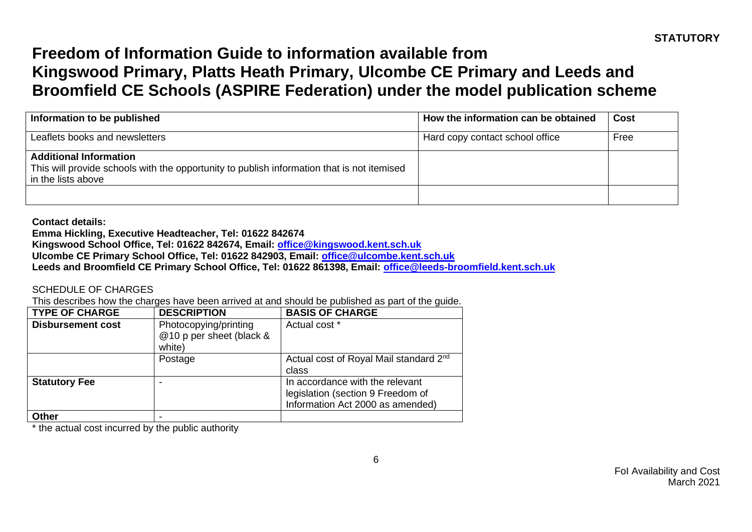**STATUTORY**

# Freedom of Information Guide to information available from Kingswood Primary, Platts Heath Primary, Ulcombe CE Primary and Leeds and Broomfield CE Schools (ASPIRE Federation) under the model publication scheme

| Information to be published | How the information can be obtained | Cost |
|---|---|---|
| Leaflets books and newsletters | Hard copy contact school office | Free |
| **Additional Information**<br>This will provide schools with the opportunity to publish information that is not itemised in the lists above | | |
| | | |

**Contact details:**
**Emma Hickling, Executive Headteacher, Tel: 01622 842674**
**Kingswood School Office, Tel: 01622 842674, Email: office@kingswood.kent.sch.uk**
**Ulcombe CE Primary School Office, Tel: 01622 842903, Email: office@ulcombe.kent.sch.uk**
**Leeds and Broomfield CE Primary School Office, Tel: 01622 861398, Email: office@leeds-broomfield.kent.sch.uk**

SCHEDULE OF CHARGES

This describes how the charges have been arrived at and should be published as part of the guide.

| TYPE OF CHARGE | DESCRIPTION | BASIS OF CHARGE |
|---|---|---|
| **Disbursement cost** | Photocopying/printing @10 p per sheet (black & white) | Actual cost * |
| | Postage | Actual cost of Royal Mail standard 2nd class |
| **Statutory Fee** | - | In accordance with the relevant legislation (section 9 Freedom of Information Act 2000 as amended) |
| **Other** | - | |

* the actual cost incurred by the public authority

FoI Availability and Cost
March 2021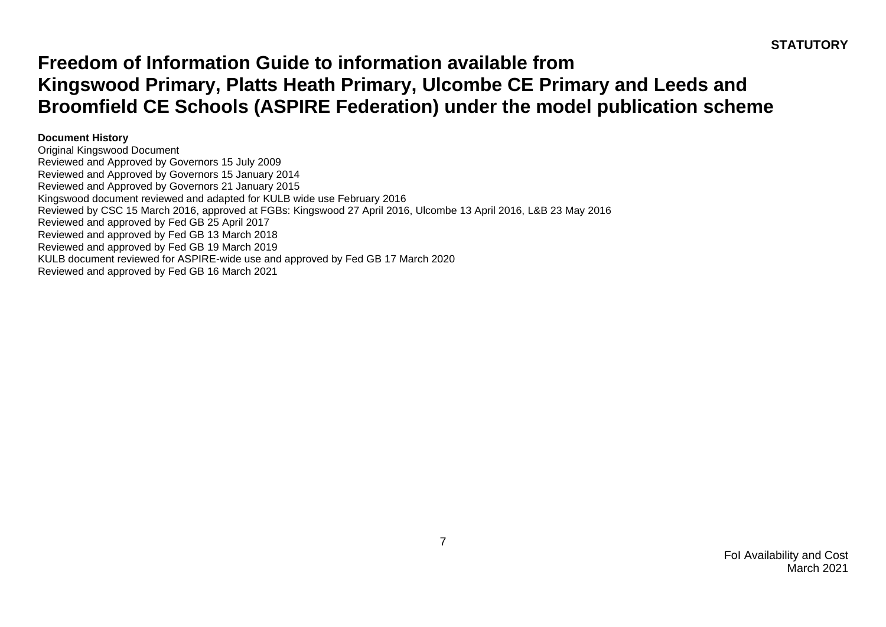**STATUTORY**

# Freedom of Information Guide to information available from Kingswood Primary, Platts Heath Primary, Ulcombe CE Primary and Leeds and Broomfield CE Schools (ASPIRE Federation) under the model publication scheme

**Document History**

Original Kingswood Document
Reviewed and Approved by Governors 15 July 2009
Reviewed and Approved by Governors 15 January 2014
Reviewed and Approved by Governors 21 January 2015
Kingswood document reviewed and adapted for KULB wide use February 2016
Reviewed by CSC 15 March 2016, approved at FGBs: Kingswood 27 April 2016, Ulcombe 13 April 2016, L&B 23 May 2016
Reviewed and approved by Fed GB 25 April 2017
Reviewed and approved by Fed GB 13 March 2018
Reviewed and approved by Fed GB 19 March 2019
KULB document reviewed for ASPIRE-wide use and approved by Fed GB 17 March 2020
Reviewed and approved by Fed GB 16 March 2021